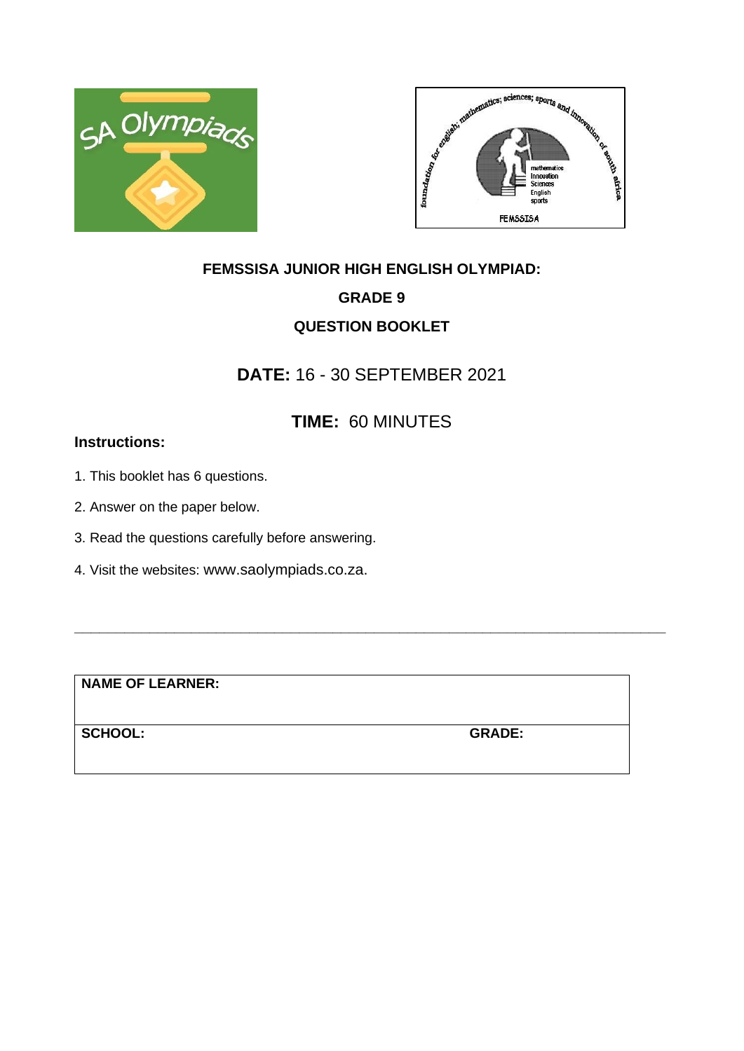# FEMSSISA JUNIOR HIGH ENGLISH OLYMPIAD:

## GRADE 9

## QUESTION BOOKLET

**DATE:** 16 - 30 SEPTEMBER 2021

**TIME:** 60 MINUTES

**Instructions:**

1. This booklet has 6 questions.
2. Answer on the paper below.
3. Read the questions carefully before answering.
4. Visit the websites: www.saolympiads.co.za.

---

| | |
|---|---|
| **NAME OF LEARNER:** | |
| **SCHOOL:** | **GRADE:** |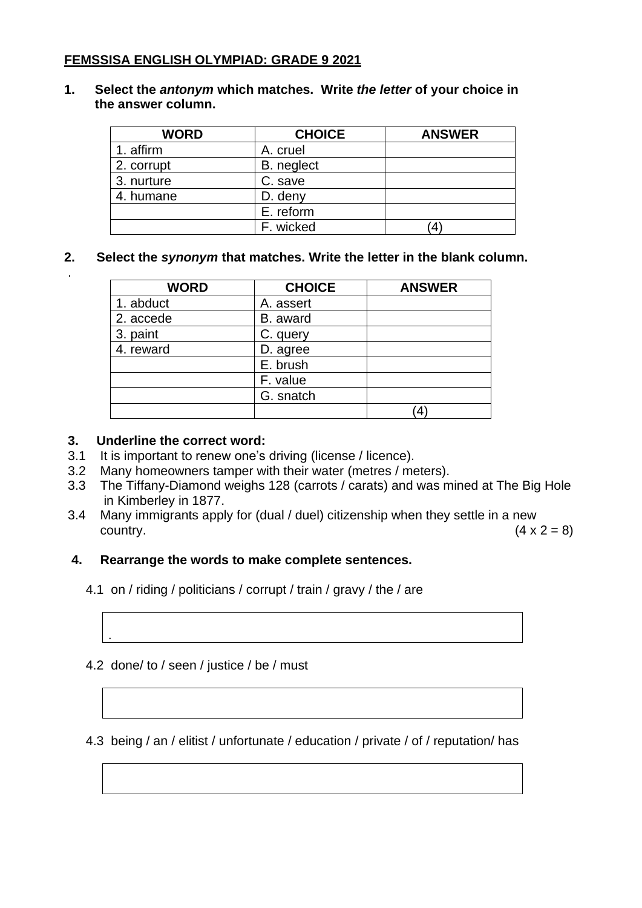**FEMSSISA ENGLISH OLYMPIAD: GRADE 9 2021**

**1. Select the *antonym* which matches. Write *the letter* of your choice in the answer column.**

| WORD | CHOICE | ANSWER |
|---|---|---|
| 1. affirm | A. cruel | |
| 2. corrupt | B. neglect | |
| 3. nurture | C. save | |
| 4. humane | D. deny | |
| | E. reform | |
| | F. wicked | (4) |

**2. Select the *synonym* that matches. Write the letter in the blank column.**

.

| WORD | CHOICE | ANSWER |
|---|---|---|
| 1. abduct | A. assert | |
| 2. accede | B. award | |
| 3. paint | C. query | |
| 4. reward | D. agree | |
| | E. brush | |
| | F. value | |
| | G. snatch | |
| | | (4) |

**3. Underline the correct word:**

3.1 It is important to renew one's driving (license / licence).

3.2 Many homeowners tamper with their water (metres / meters).

3.3 The Tiffany-Diamond weighs 128 (carrots / carats) and was mined at The Big Hole in Kimberley in 1877.

3.4 Many immigrants apply for (dual / duel) citizenship when they settle in a new country. (4 x 2 = 8)

**4. Rearrange the words to make complete sentences.**

4.1 on / riding / politicians / corrupt / train / gravy / the / are

| |
|---|
| . |

4.2 done/ to / seen / justice / be / must

| |
|---|
| |

4.3 being / an / elitist / unfortunate / education / private / of / reputation/ has

| |
|---|
| |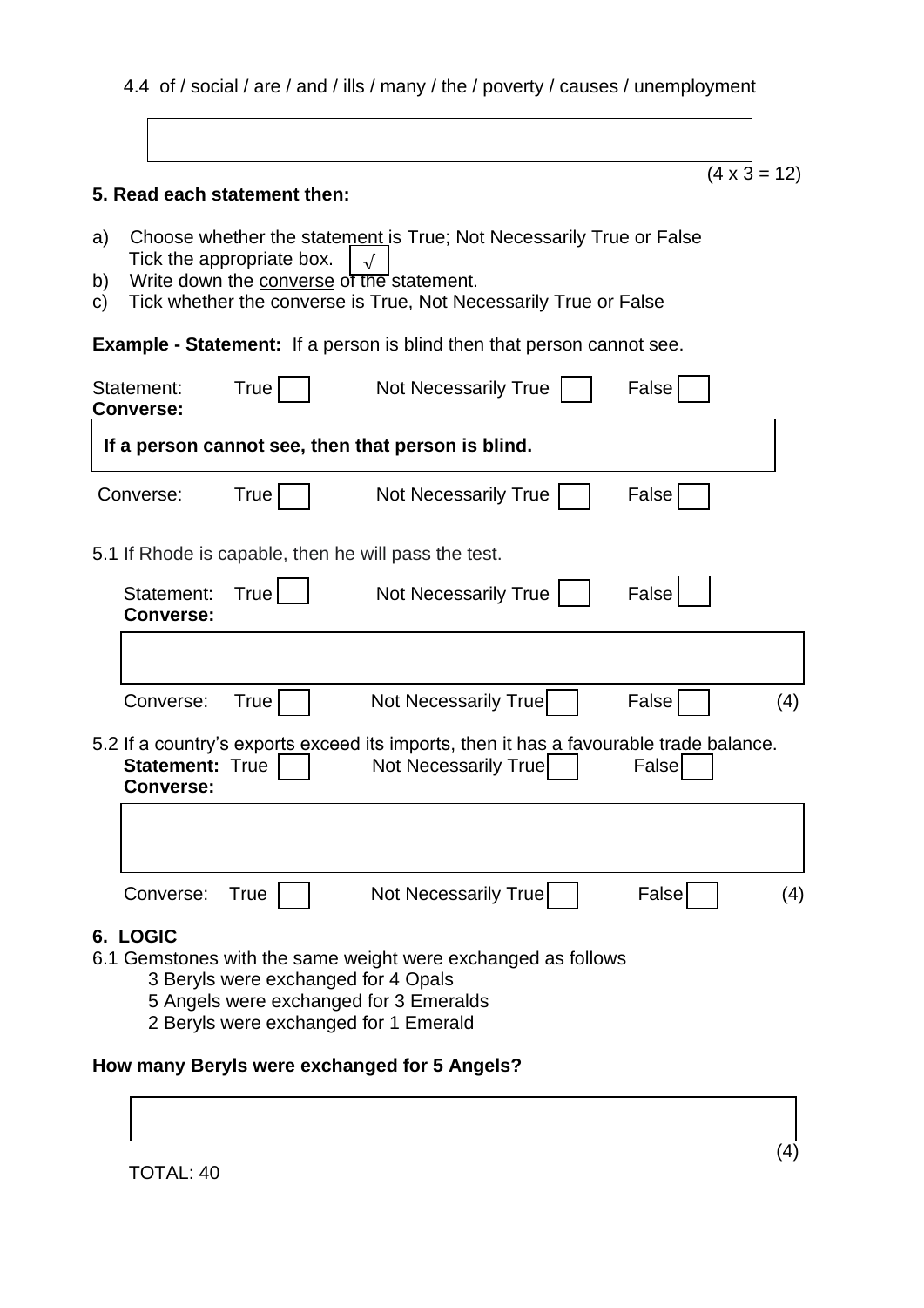4.4 of / social / are / and / ills / many / the / poverty / causes / unemployment

(4 x 3 = 12)

**5. Read each statement then:**

a) Choose whether the statement is True; Not Necessarily True or False
Tick the appropriate box. √

b) Write down the converse of the statement.

c) Tick whether the converse is True, Not Necessarily True or False

**Example - Statement:** If a person is blind then that person cannot see.

Statement: True ☐ Not Necessarily True ☐ False ☐

**Converse:**

**If a person cannot see, then that person is blind.**

Converse: True ☐ Not Necessarily True ☐ False ☐

5.1 If Rhode is capable, then he will pass the test.

Statement: True ☐ Not Necessarily True ☐ False ☐

**Converse:**

Converse: True ☐ Not Necessarily True ☐ False ☐ (4)

5.2 If a country's exports exceed its imports, then it has a favourable trade balance.

**Statement:** True ☐ Not Necessarily True ☐ False ☐

**Converse:**

Converse: True ☐ Not Necessarily True ☐ False ☐ (4)

**6. LOGIC**

6.1 Gemstones with the same weight were exchanged as follows

3 Beryls were exchanged for 4 Opals

5 Angels were exchanged for 3 Emeralds

2 Beryls were exchanged for 1 Emerald

**How many Beryls were exchanged for 5 Angels?**

(4)

TOTAL: 40